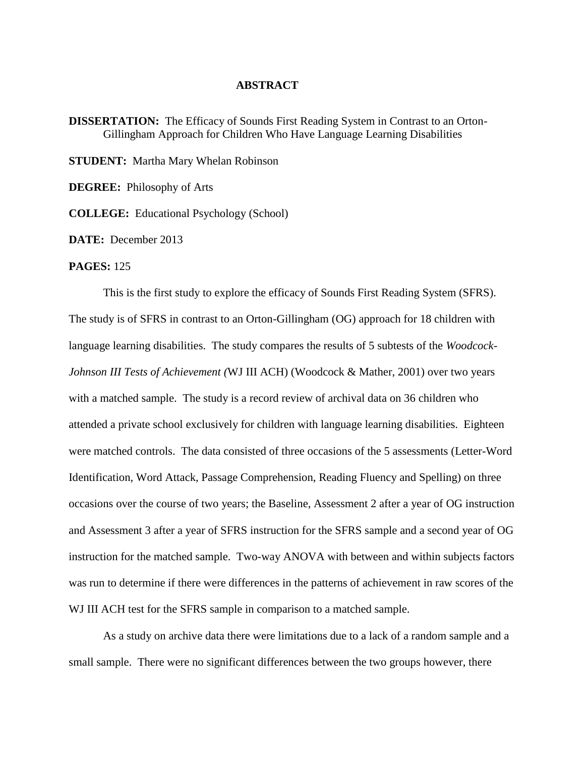# ABSTRACT

**DISSERTATION:** The Efficacy of Sounds First Reading System in Contrast to an Orton-Gillingham Approach for Children Who Have Language Learning Disabilities

**STUDENT:** Martha Mary Whelan Robinson

**DEGREE:** Philosophy of Arts

**COLLEGE:** Educational Psychology (School)

**DATE:** December 2013

**PAGES:** 125

This is the first study to explore the efficacy of Sounds First Reading System (SFRS). The study is of SFRS in contrast to an Orton-Gillingham (OG) approach for 18 children with language learning disabilities. The study compares the results of 5 subtests of the *Woodcock-Johnson III Tests of Achievement (*WJ III ACH) (Woodcock & Mather, 2001) over two years with a matched sample. The study is a record review of archival data on 36 children who attended a private school exclusively for children with language learning disabilities. Eighteen were matched controls. The data consisted of three occasions of the 5 assessments (Letter-Word Identification, Word Attack, Passage Comprehension, Reading Fluency and Spelling) on three occasions over the course of two years; the Baseline, Assessment 2 after a year of OG instruction and Assessment 3 after a year of SFRS instruction for the SFRS sample and a second year of OG instruction for the matched sample. Two-way ANOVA with between and within subjects factors was run to determine if there were differences in the patterns of achievement in raw scores of the WJ III ACH test for the SFRS sample in comparison to a matched sample.

As a study on archive data there were limitations due to a lack of a random sample and a small sample. There were no significant differences between the two groups however, there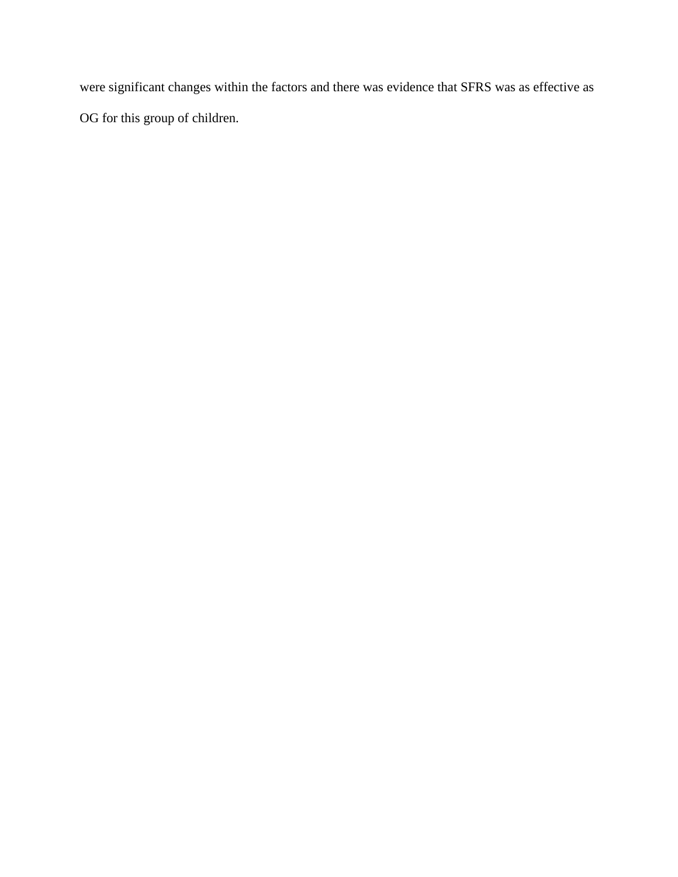were significant changes within the factors and there was evidence that SFRS was as effective as OG for this group of children.